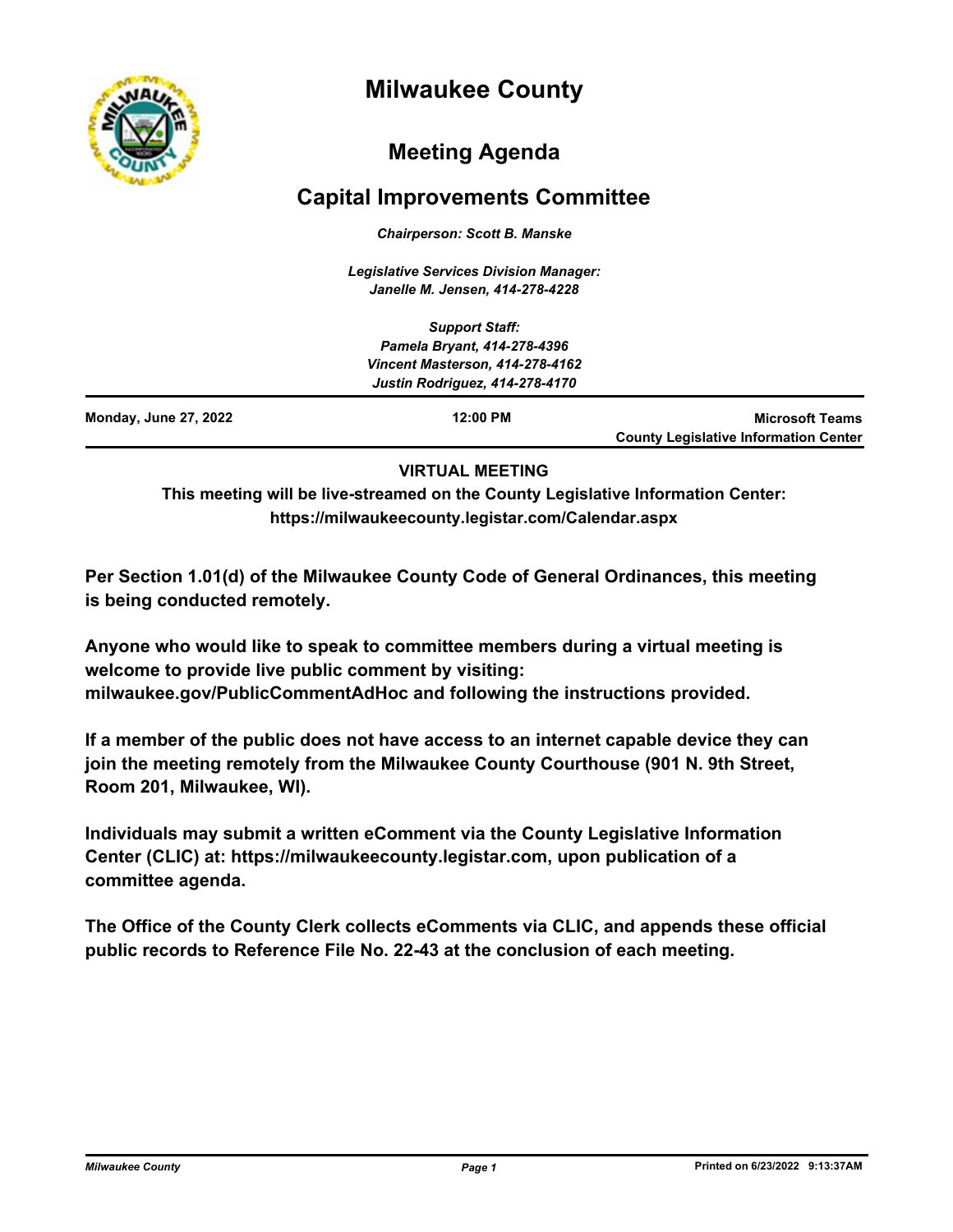# Milwaukee County

## Meeting Agenda

## Capital Improvements Committee

*Chairperson: Scott B. Manske*

*Legislative Services Division Manager:*
*Janelle M. Jensen, 414-278-4228*

*Support Staff:*
*Pamela Bryant, 414-278-4396*
*Vincent Masterson, 414-278-4162*
*Justin Rodriguez, 414-278-4170*

| **Monday, June 27, 2022** | **12:00 PM** | **Microsoft Teams County Legislative Information Center** |
|---|---|---|

**VIRTUAL MEETING**

**This meeting will be live-streamed on the County Legislative Information Center: https://milwaukeecounty.legistar.com/Calendar.aspx**

**Per Section 1.01(d) of the Milwaukee County Code of General Ordinances, this meeting is being conducted remotely.**

**Anyone who would like to speak to committee members during a virtual meeting is welcome to provide live public comment by visiting: milwaukee.gov/PublicCommentAdHoc and following the instructions provided.**

**If a member of the public does not have access to an internet capable device they can join the meeting remotely from the Milwaukee County Courthouse (901 N. 9th Street, Room 201, Milwaukee, WI).**

**Individuals may submit a written eComment via the County Legislative Information Center (CLIC) at: https://milwaukeecounty.legistar.com, upon publication of a committee agenda.**

**The Office of the County Clerk collects eComments via CLIC, and appends these official public records to Reference File No. 22-43 at the conclusion of each meeting.**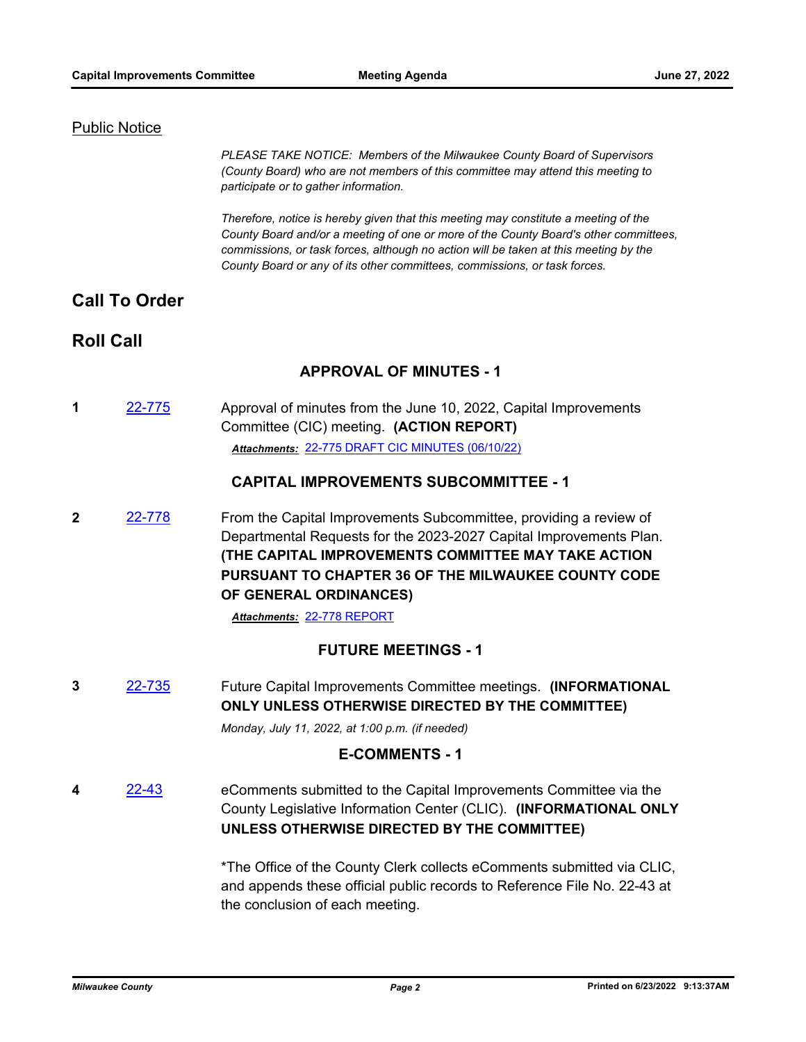## Public Notice

*PLEASE TAKE NOTICE: Members of the Milwaukee County Board of Supervisors (County Board) who are not members of this committee may attend this meeting to participate or to gather information.*

*Therefore, notice is hereby given that this meeting may constitute a meeting of the County Board and/or a meeting of one or more of the County Board's other committees, commissions, or task forces, although no action will be taken at this meeting by the County Board or any of its other committees, commissions, or task forces.*

# Call To Order

# Roll Call

### APPROVAL OF MINUTES - 1

**1** 22-775 Approval of minutes from the June 10, 2022, Capital Improvements Committee (CIC) meeting. **(ACTION REPORT)**

***Attachments:*** 22-775 DRAFT CIC MINUTES (06/10/22)

### CAPITAL IMPROVEMENTS SUBCOMMITTEE - 1

**2** 22-778 From the Capital Improvements Subcommittee, providing a review of Departmental Requests for the 2023-2027 Capital Improvements Plan. **(THE CAPITAL IMPROVEMENTS COMMITTEE MAY TAKE ACTION PURSUANT TO CHAPTER 36 OF THE MILWAUKEE COUNTY CODE OF GENERAL ORDINANCES)**

***Attachments:*** 22-778 REPORT

### FUTURE MEETINGS - 1

**3** 22-735 Future Capital Improvements Committee meetings. **(INFORMATIONAL ONLY UNLESS OTHERWISE DIRECTED BY THE COMMITTEE)**

*Monday, July 11, 2022, at 1:00 p.m. (if needed)*

### E-COMMENTS - 1

**4** 22-43 eComments submitted to the Capital Improvements Committee via the County Legislative Information Center (CLIC). **(INFORMATIONAL ONLY UNLESS OTHERWISE DIRECTED BY THE COMMITTEE)**

*The Office of the County Clerk collects eComments submitted via CLIC, and appends these official public records to Reference File No. 22-43 at the conclusion of each meeting.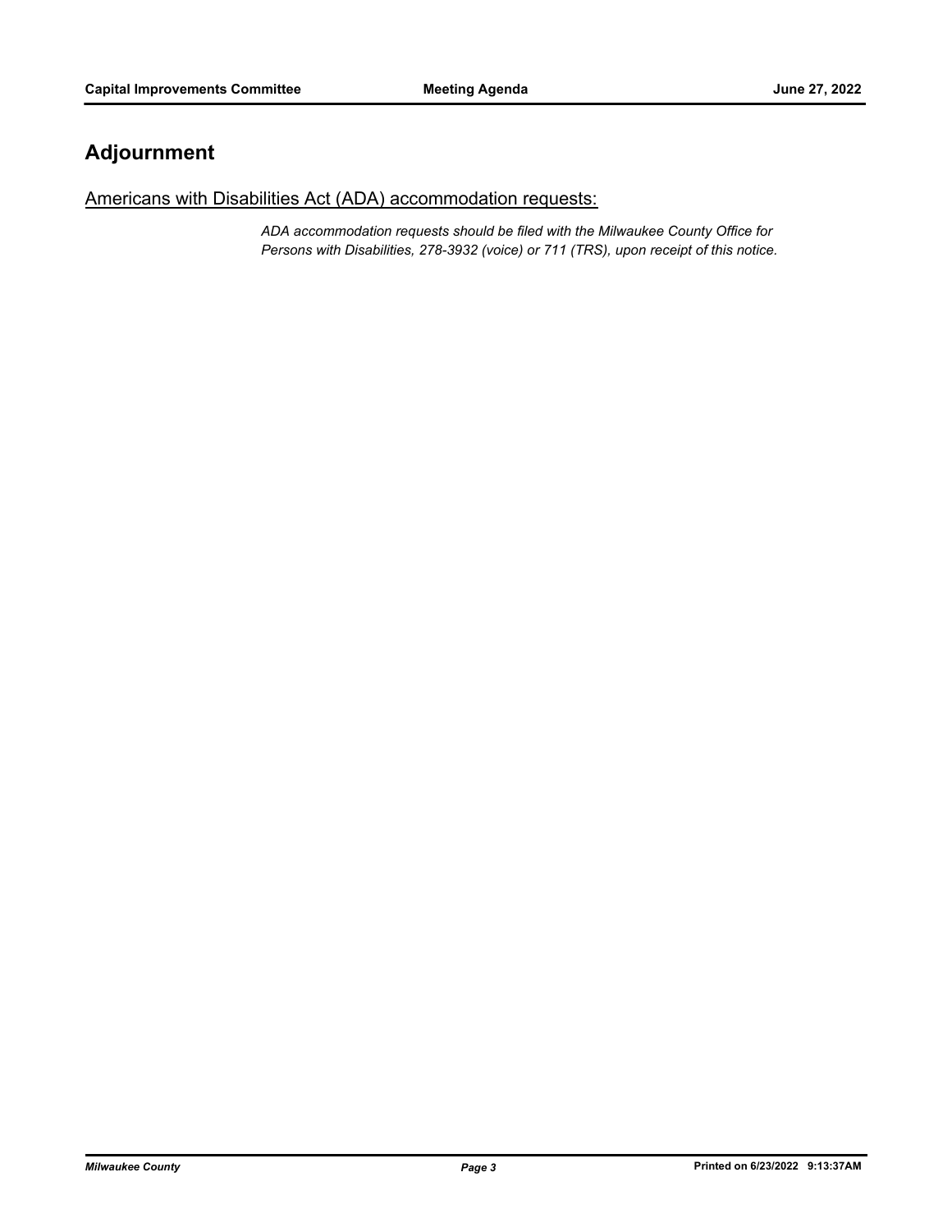## Adjournment

Americans with Disabilities Act (ADA) accommodation requests:

*ADA accommodation requests should be filed with the Milwaukee County Office for Persons with Disabilities, 278-3932 (voice) or 711 (TRS), upon receipt of this notice.*